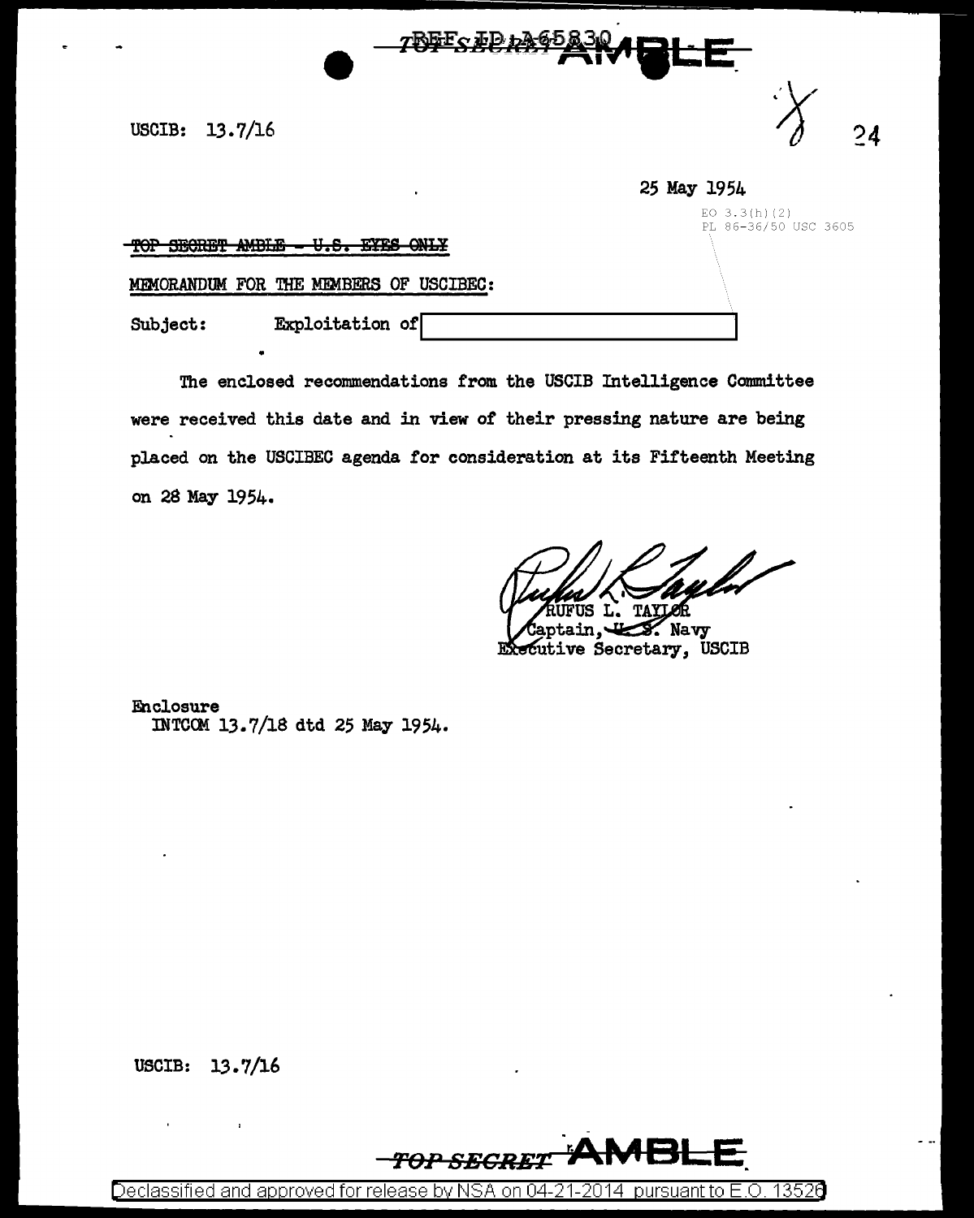USCIB: 13.7/16

25 May 1954

EO 3.3(h)(2)
PL 86-36/50 USC 3605

~~TOP SECRET AMBLE - U.S. EYES ONLY~~

MEMORANDUM FOR THE MEMBERS OF USCIBEC:

Subject: Exploitation of [redacted]

The enclosed recommendations from the USCIB Intelligence Committee were received this date and in view of their pressing nature are being placed on the USCIBEC agenda for consideration at its Fifteenth Meeting on 28 May 1954.

RUFUS L. TAYLOR
Captain, U.S. Navy
Executive Secretary, USCIB

Enclosure
INTCOM 13.7/18 dtd 25 May 1954.

USCIB: 13.7/16

TOP SECRET AMBLE

Declassified and approved for release by NSA on 04-21-2014 pursuant to E.O. 13526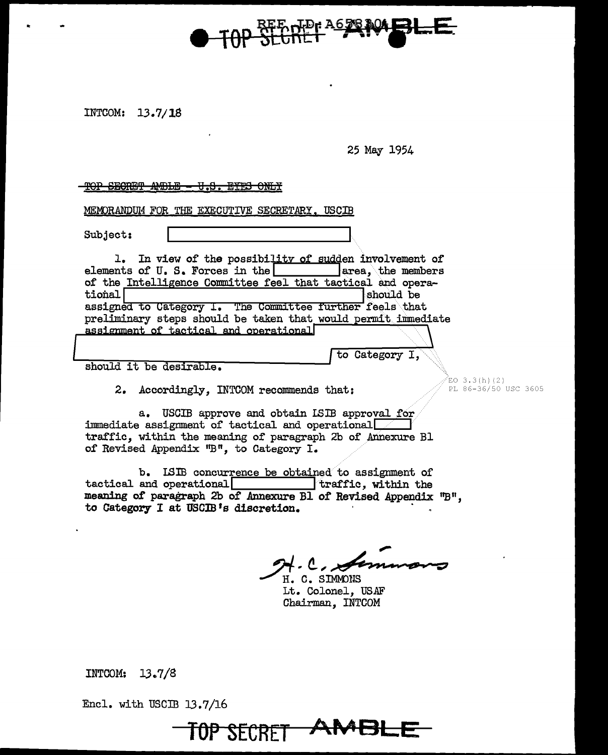TOP SECRET AMBLE

INTCOM: 13.7/18

25 May 1954

~~TOP SECRET AMBLE - U.S. EYES ONLY~~

MEMORANDUM FOR THE EXECUTIVE SECRETARY, USCIB

Subject: [ ]

1. In view of the possibility of sudden involvement of elements of U. S. Forces in the [ ] area, the members of the Intelligence Committee feel that tactical and operational [ ] should be assigned to Category I. The Committee further feels that preliminary steps should be taken that would permit immediate assignment of tactical and operational [ ] to Category I, should it be desirable.

EO 3.3(h)(2)
PL 86-36/50 USC 3605

2. Accordingly, INTCOM recommends that:

a. USCIB approve and obtain LSIB approval for immediate assignment of tactical and operational [ ] traffic, within the meaning of paragraph 2b of Annexure B1 of Revised Appendix "B", to Category I.

b. LSIB concurrence be obtained to assignment of tactical and operational [ ] traffic, within the meaning of paragraph 2b of Annexure B1 of Revised Appendix "B", to Category I at USCIB's discretion.

H. C. Simmons
H. C. SIMMONS
Lt. Colonel, USAF
Chairman, INTCOM

INTCOM: 13.7/8

Encl. with USCIB 13.7/16

TOP SECRET AMBLE